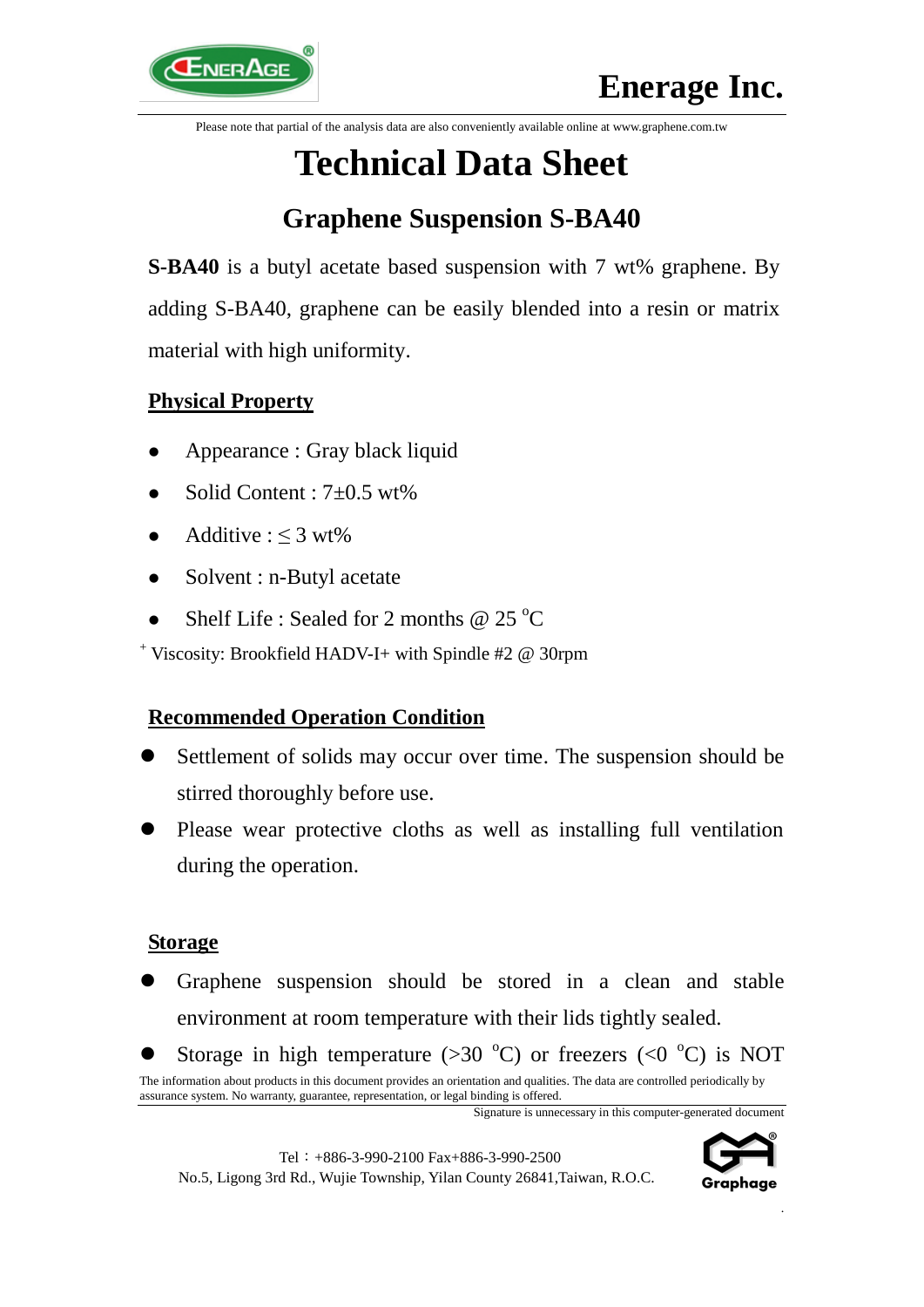Enerage Inc.

Please note that partial of the analysis data are also conveniently available online at www.graphene.com.tw

# Technical Data Sheet

## Graphene Suspension S-BA40

**S-BA40** is a butyl acetate based suspension with 7 wt% graphene. By adding S-BA40, graphene can be easily blended into a resin or matrix material with high uniformity.

### Physical Property

- Appearance : Gray black liquid
- Solid Content : 7±0.5 wt%
- Additive : ≤ 3 wt%
- Solvent : n-Butyl acetate
- Shelf Life : Sealed for 2 months @ 25 $^{o}$C

[+] Viscosity: Brookfield HADV-I+ with Spindle #2 @ 30rpm

### Recommended Operation Condition

- Settlement of solids may occur over time. The suspension should be stirred thoroughly before use.
- Please wear protective cloths as well as installing full ventilation during the operation.

### Storage

- Graphene suspension should be stored in a clean and stable environment at room temperature with their lids tightly sealed.
- Storage in high temperature (>30 $^{o}$C) or freezers (<0 $^{o}$C) is NOT

The information about products in this document provides an orientation and qualities. The data are controlled periodically by assurance system. No warranty, guarantee, representation, or legal binding is offered.

Signature is unnecessary in this computer-generated document

Tel：+886-3-990-2100 Fax+886-3-990-2500
No.5, Ligong 3rd Rd., Wujie Township, Yilan County 26841,Taiwan, R.O.C.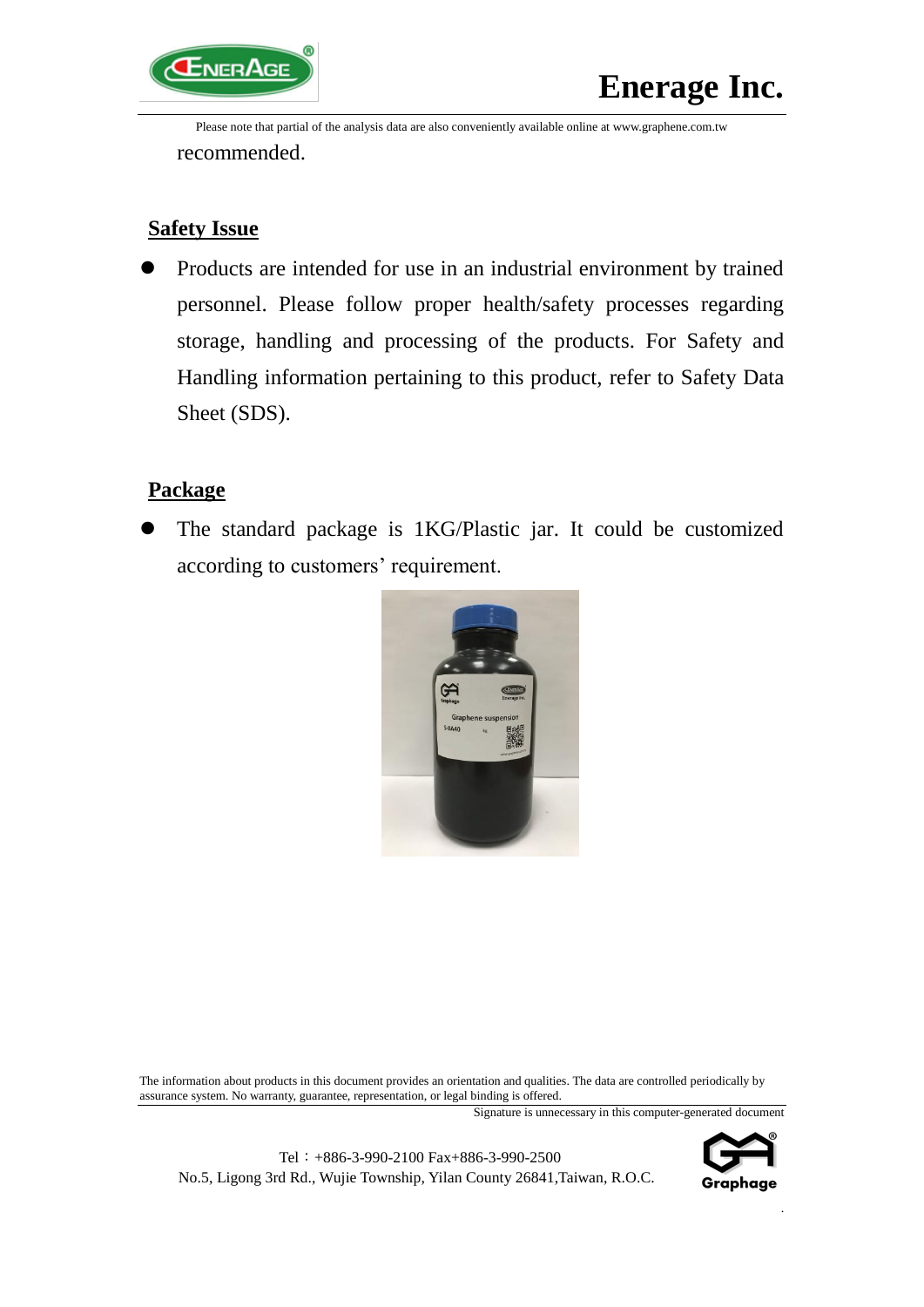recommended.

## Safety Issue

- Products are intended for use in an industrial environment by trained personnel. Please follow proper health/safety processes regarding storage, handling and processing of the products. For Safety and Handling information pertaining to this product, refer to Safety Data Sheet (SDS).

## Package

- The standard package is 1KG/Plastic jar. It could be customized according to customers' requirement.

The information about products in this document provides an orientation and qualities. The data are controlled periodically by assurance system. No warranty, guarantee, representation, or legal binding is offered.

Signature is unnecessary in this computer-generated document